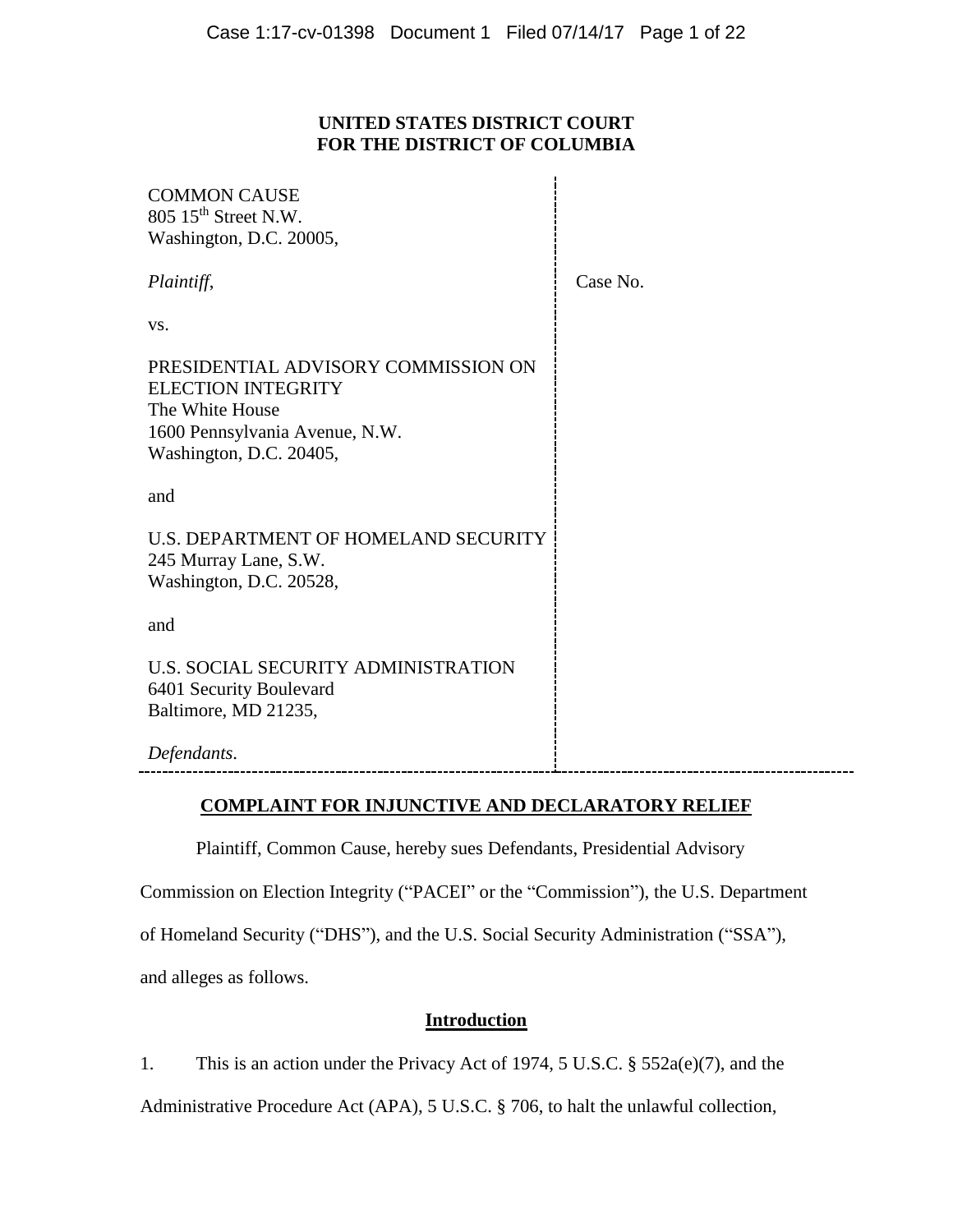**UNITED STATES DISTRICT COURT**
**FOR THE DISTRICT OF COLUMBIA**

| | |
|---|---|
| COMMON CAUSE<br>805 15th Street N.W.<br>Washington, D.C. 20005,<br><br>*Plaintiff*,<br><br>vs.<br><br>PRESIDENTIAL ADVISORY COMMISSION ON ELECTION INTEGRITY<br>The White House<br>1600 Pennsylvania Avenue, N.W.<br>Washington, D.C. 20405,<br><br>and<br><br>U.S. DEPARTMENT OF HOMELAND SECURITY<br>245 Murray Lane, S.W.<br>Washington, D.C. 20528,<br><br>and<br><br>U.S. SOCIAL SECURITY ADMINISTRATION<br>6401 Security Boulevard<br>Baltimore, MD 21235,<br><br>*Defendants*. | Case No. |

**COMPLAINT FOR INJUNCTIVE AND DECLARATORY RELIEF**

Plaintiff, Common Cause, hereby sues Defendants, Presidential Advisory Commission on Election Integrity ("PACEI" or the "Commission"), the U.S. Department of Homeland Security ("DHS"), and the U.S. Social Security Administration ("SSA"), and alleges as follows.

**Introduction**

1. This is an action under the Privacy Act of 1974, 5 U.S.C. § 552a(e)(7), and the Administrative Procedure Act (APA), 5 U.S.C. § 706, to halt the unlawful collection,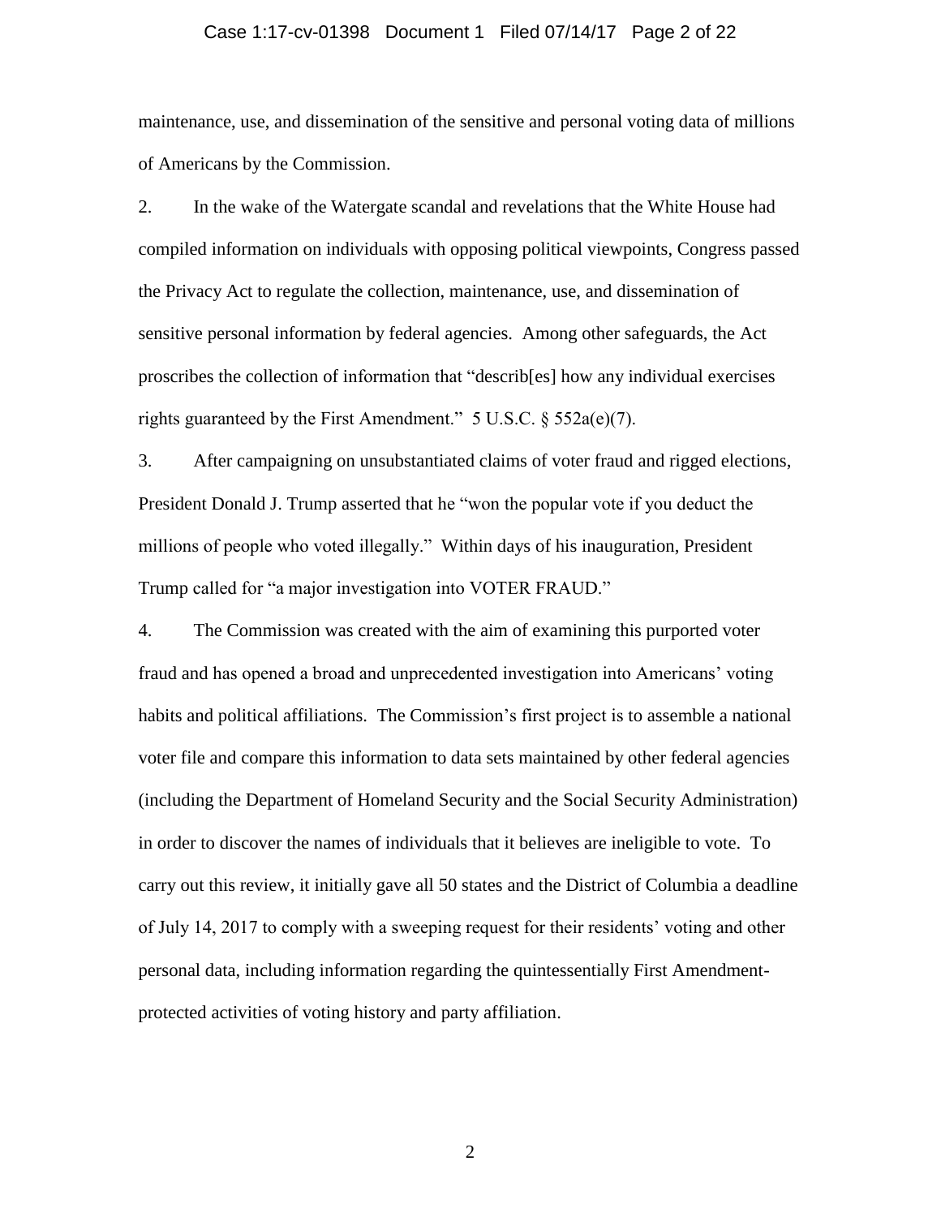maintenance, use, and dissemination of the sensitive and personal voting data of millions of Americans by the Commission.

2. In the wake of the Watergate scandal and revelations that the White House had compiled information on individuals with opposing political viewpoints, Congress passed the Privacy Act to regulate the collection, maintenance, use, and dissemination of sensitive personal information by federal agencies. Among other safeguards, the Act proscribes the collection of information that "describ[es] how any individual exercises rights guaranteed by the First Amendment." 5 U.S.C. § 552a(e)(7).

3. After campaigning on unsubstantiated claims of voter fraud and rigged elections, President Donald J. Trump asserted that he "won the popular vote if you deduct the millions of people who voted illegally." Within days of his inauguration, President Trump called for "a major investigation into VOTER FRAUD."

4. The Commission was created with the aim of examining this purported voter fraud and has opened a broad and unprecedented investigation into Americans' voting habits and political affiliations. The Commission's first project is to assemble a national voter file and compare this information to data sets maintained by other federal agencies (including the Department of Homeland Security and the Social Security Administration) in order to discover the names of individuals that it believes are ineligible to vote. To carry out this review, it initially gave all 50 states and the District of Columbia a deadline of July 14, 2017 to comply with a sweeping request for their residents' voting and other personal data, including information regarding the quintessentially First Amendment-protected activities of voting history and party affiliation.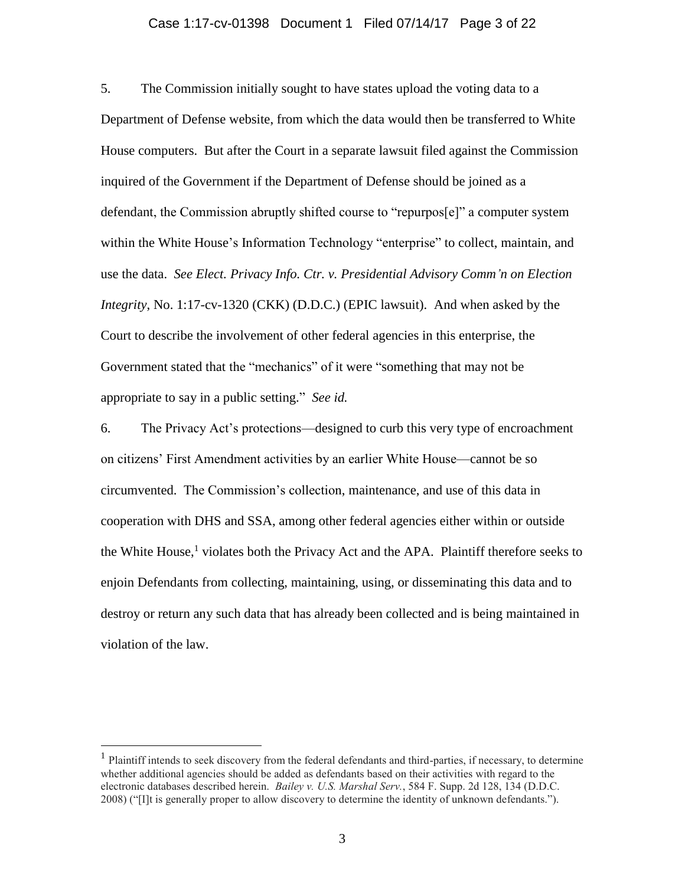5. The Commission initially sought to have states upload the voting data to a Department of Defense website, from which the data would then be transferred to White House computers. But after the Court in a separate lawsuit filed against the Commission inquired of the Government if the Department of Defense should be joined as a defendant, the Commission abruptly shifted course to "repurpos[e]" a computer system within the White House's Information Technology "enterprise" to collect, maintain, and use the data. *See Elect. Privacy Info. Ctr. v. Presidential Advisory Comm'n on Election Integrity*, No. 1:17-cv-1320 (CKK) (D.D.C.) (EPIC lawsuit). And when asked by the Court to describe the involvement of other federal agencies in this enterprise, the Government stated that the "mechanics" of it were "something that may not be appropriate to say in a public setting." *See id.*

6. The Privacy Act's protections—designed to curb this very type of encroachment on citizens' First Amendment activities by an earlier White House—cannot be so circumvented. The Commission's collection, maintenance, and use of this data in cooperation with DHS and SSA, among other federal agencies either within or outside the White House,[1] violates both the Privacy Act and the APA. Plaintiff therefore seeks to enjoin Defendants from collecting, maintaining, using, or disseminating this data and to destroy or return any such data that has already been collected and is being maintained in violation of the law.

---

[1] Plaintiff intends to seek discovery from the federal defendants and third-parties, if necessary, to determine whether additional agencies should be added as defendants based on their activities with regard to the electronic databases described herein. *Bailey v. U.S. Marshal Serv.*, 584 F. Supp. 2d 128, 134 (D.D.C. 2008) ("[I]t is generally proper to allow discovery to determine the identity of unknown defendants.").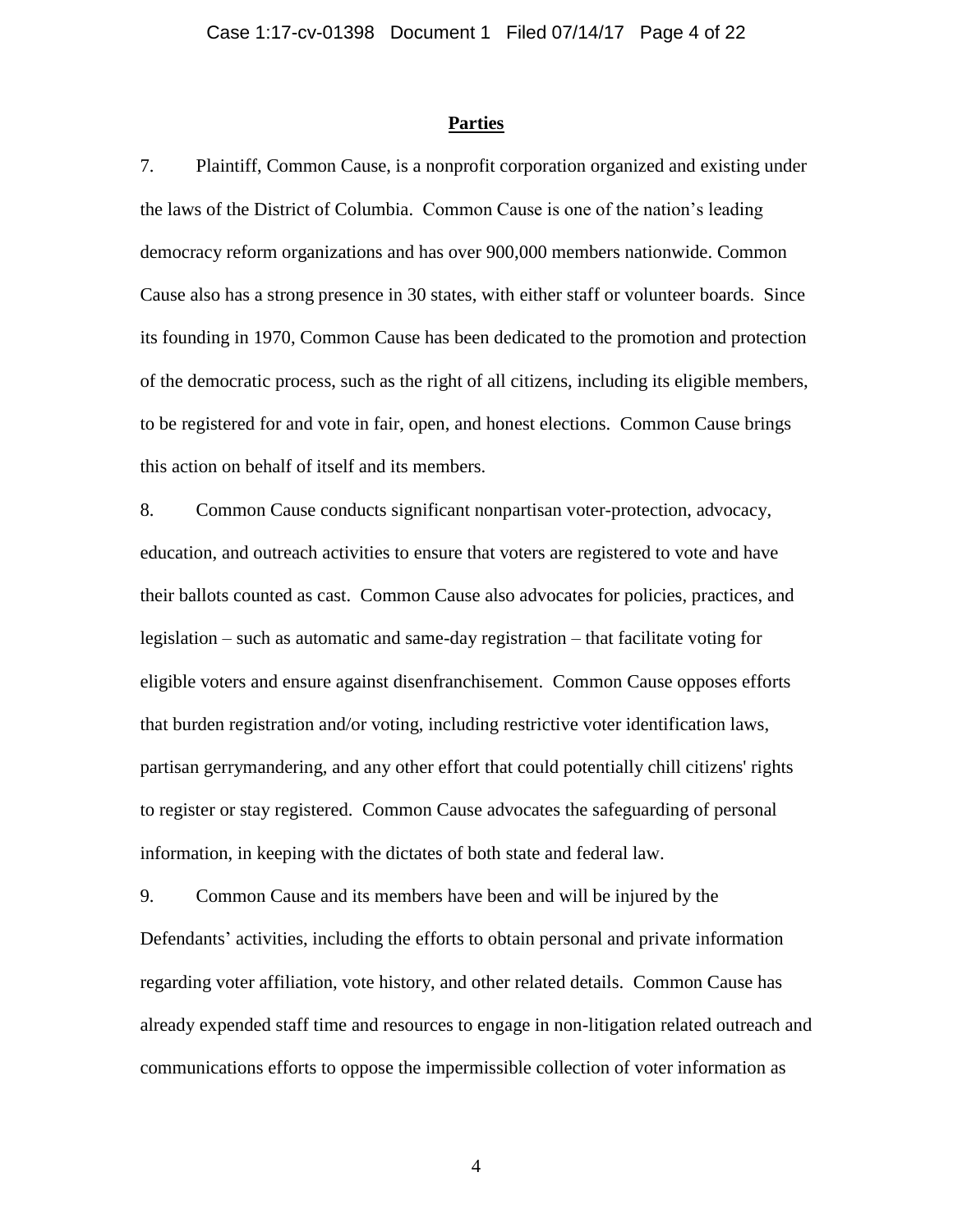## Parties

7. Plaintiff, Common Cause, is a nonprofit corporation organized and existing under the laws of the District of Columbia. Common Cause is one of the nation's leading democracy reform organizations and has over 900,000 members nationwide. Common Cause also has a strong presence in 30 states, with either staff or volunteer boards. Since its founding in 1970, Common Cause has been dedicated to the promotion and protection of the democratic process, such as the right of all citizens, including its eligible members, to be registered for and vote in fair, open, and honest elections. Common Cause brings this action on behalf of itself and its members.

8. Common Cause conducts significant nonpartisan voter-protection, advocacy, education, and outreach activities to ensure that voters are registered to vote and have their ballots counted as cast. Common Cause also advocates for policies, practices, and legislation – such as automatic and same-day registration – that facilitate voting for eligible voters and ensure against disenfranchisement. Common Cause opposes efforts that burden registration and/or voting, including restrictive voter identification laws, partisan gerrymandering, and any other effort that could potentially chill citizens' rights to register or stay registered. Common Cause advocates the safeguarding of personal information, in keeping with the dictates of both state and federal law.

9. Common Cause and its members have been and will be injured by the Defendants' activities, including the efforts to obtain personal and private information regarding voter affiliation, vote history, and other related details. Common Cause has already expended staff time and resources to engage in non-litigation related outreach and communications efforts to oppose the impermissible collection of voter information as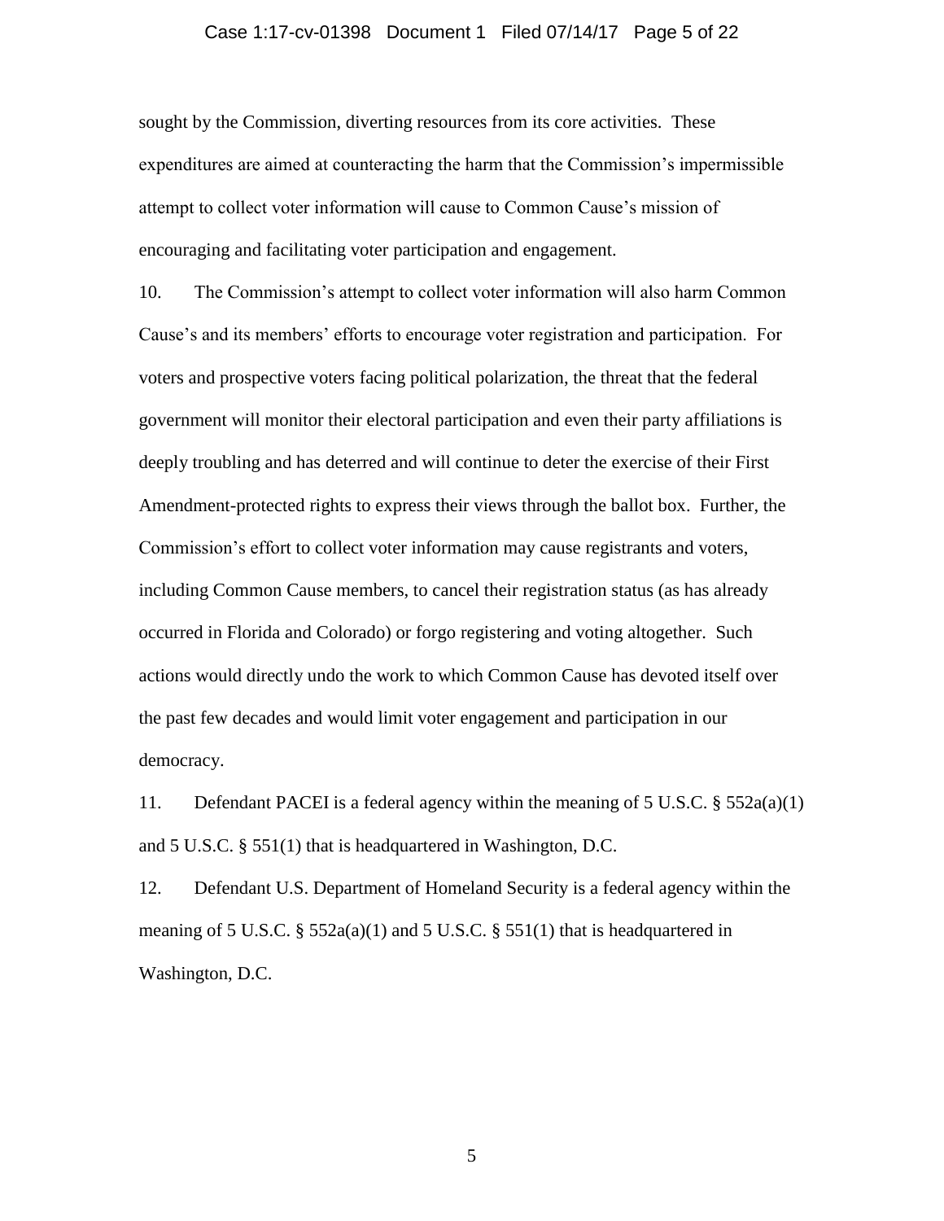sought by the Commission, diverting resources from its core activities. These expenditures are aimed at counteracting the harm that the Commission's impermissible attempt to collect voter information will cause to Common Cause's mission of encouraging and facilitating voter participation and engagement.

10. The Commission's attempt to collect voter information will also harm Common Cause's and its members' efforts to encourage voter registration and participation. For voters and prospective voters facing political polarization, the threat that the federal government will monitor their electoral participation and even their party affiliations is deeply troubling and has deterred and will continue to deter the exercise of their First Amendment-protected rights to express their views through the ballot box. Further, the Commission's effort to collect voter information may cause registrants and voters, including Common Cause members, to cancel their registration status (as has already occurred in Florida and Colorado) or forgo registering and voting altogether. Such actions would directly undo the work to which Common Cause has devoted itself over the past few decades and would limit voter engagement and participation in our democracy.

11. Defendant PACEI is a federal agency within the meaning of 5 U.S.C. § 552a(a)(1) and 5 U.S.C. § 551(1) that is headquartered in Washington, D.C.

12. Defendant U.S. Department of Homeland Security is a federal agency within the meaning of 5 U.S.C. § 552a(a)(1) and 5 U.S.C. § 551(1) that is headquartered in Washington, D.C.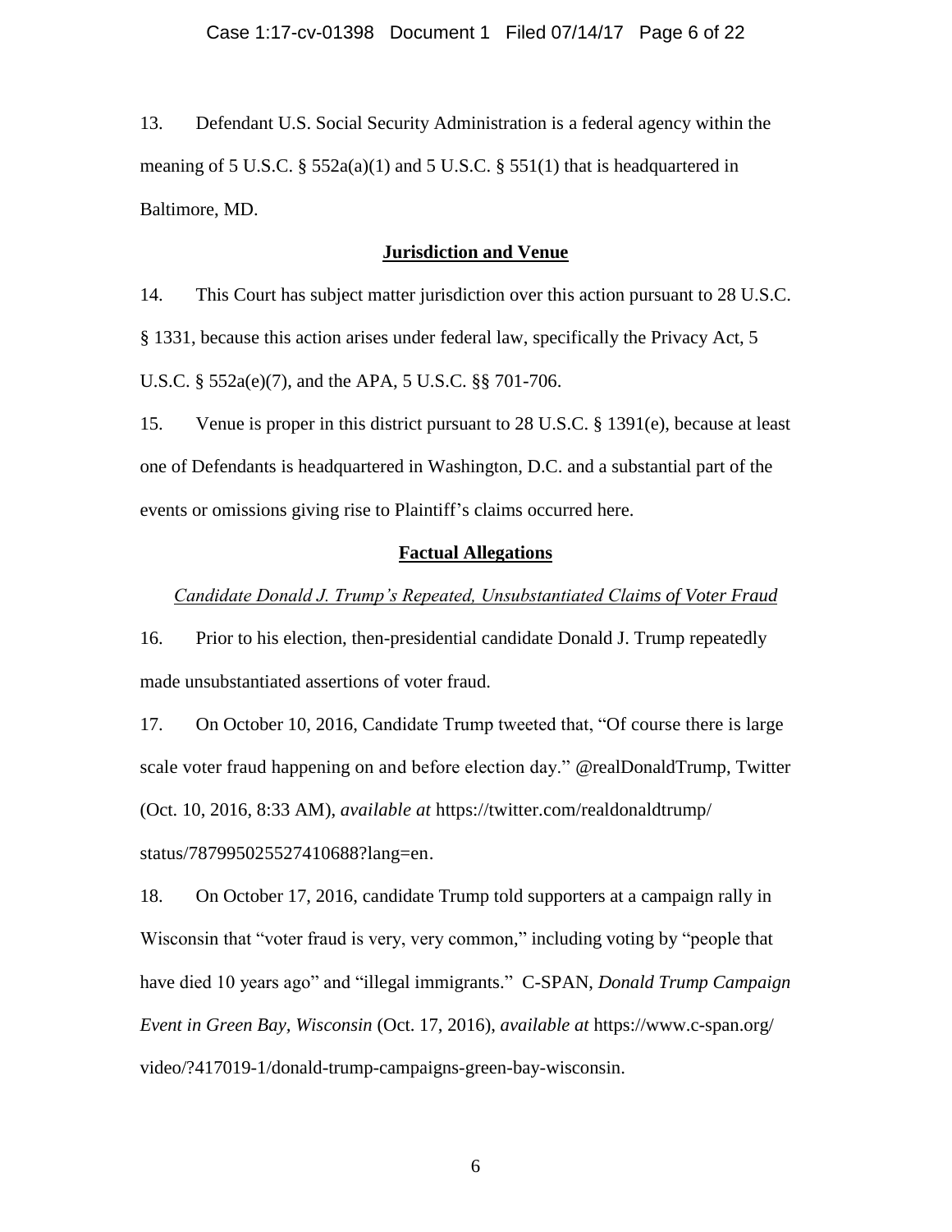13. Defendant U.S. Social Security Administration is a federal agency within the meaning of 5 U.S.C. § 552a(a)(1) and 5 U.S.C. § 551(1) that is headquartered in Baltimore, MD.

## Jurisdiction and Venue

14. This Court has subject matter jurisdiction over this action pursuant to 28 U.S.C. § 1331, because this action arises under federal law, specifically the Privacy Act, 5 U.S.C. § 552a(e)(7), and the APA, 5 U.S.C. §§ 701-706.

15. Venue is proper in this district pursuant to 28 U.S.C. § 1391(e), because at least one of Defendants is headquartered in Washington, D.C. and a substantial part of the events or omissions giving rise to Plaintiff's claims occurred here.

## Factual Allegations

*Candidate Donald J. Trump's Repeated, Unsubstantiated Claims of Voter Fraud*

16. Prior to his election, then-presidential candidate Donald J. Trump repeatedly made unsubstantiated assertions of voter fraud.

17. On October 10, 2016, Candidate Trump tweeted that, "Of course there is large scale voter fraud happening on and before election day." @realDonaldTrump, Twitter (Oct. 10, 2016, 8:33 AM), *available at* https://twitter.com/realdonaldtrump/status/787995025527410688?lang=en.

18. On October 17, 2016, candidate Trump told supporters at a campaign rally in Wisconsin that "voter fraud is very, very common," including voting by "people that have died 10 years ago" and "illegal immigrants." C-SPAN, *Donald Trump Campaign Event in Green Bay, Wisconsin* (Oct. 17, 2016), *available at* https://www.c-span.org/video/?417019-1/donald-trump-campaigns-green-bay-wisconsin.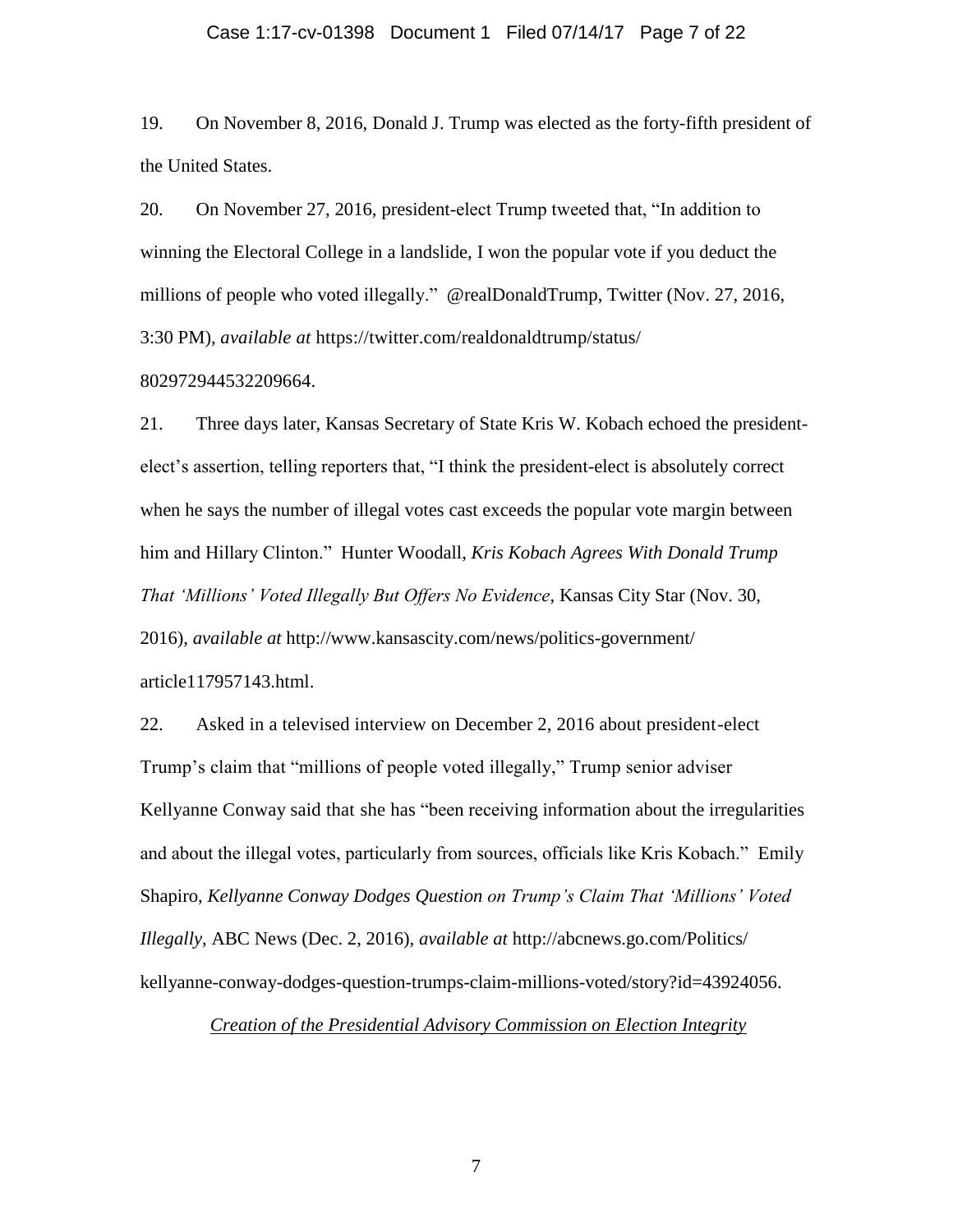19. On November 8, 2016, Donald J. Trump was elected as the forty-fifth president of the United States.

20. On November 27, 2016, president-elect Trump tweeted that, "In addition to winning the Electoral College in a landslide, I won the popular vote if you deduct the millions of people who voted illegally." @realDonaldTrump, Twitter (Nov. 27, 2016, 3:30 PM), *available at* https://twitter.com/realdonaldtrump/status/802972944532209664.

21. Three days later, Kansas Secretary of State Kris W. Kobach echoed the president-elect's assertion, telling reporters that, "I think the president-elect is absolutely correct when he says the number of illegal votes cast exceeds the popular vote margin between him and Hillary Clinton." Hunter Woodall, *Kris Kobach Agrees With Donald Trump That 'Millions' Voted Illegally But Offers No Evidence*, Kansas City Star (Nov. 30, 2016), *available at* http://www.kansascity.com/news/politics-government/article117957143.html.

22. Asked in a televised interview on December 2, 2016 about president-elect Trump's claim that "millions of people voted illegally," Trump senior adviser Kellyanne Conway said that she has "been receiving information about the irregularities and about the illegal votes, particularly from sources, officials like Kris Kobach." Emily Shapiro, *Kellyanne Conway Dodges Question on Trump's Claim That 'Millions' Voted Illegally*, ABC News (Dec. 2, 2016), *available at* http://abcnews.go.com/Politics/kellyanne-conway-dodges-question-trumps-claim-millions-voted/story?id=43924056.

*Creation of the Presidential Advisory Commission on Election Integrity*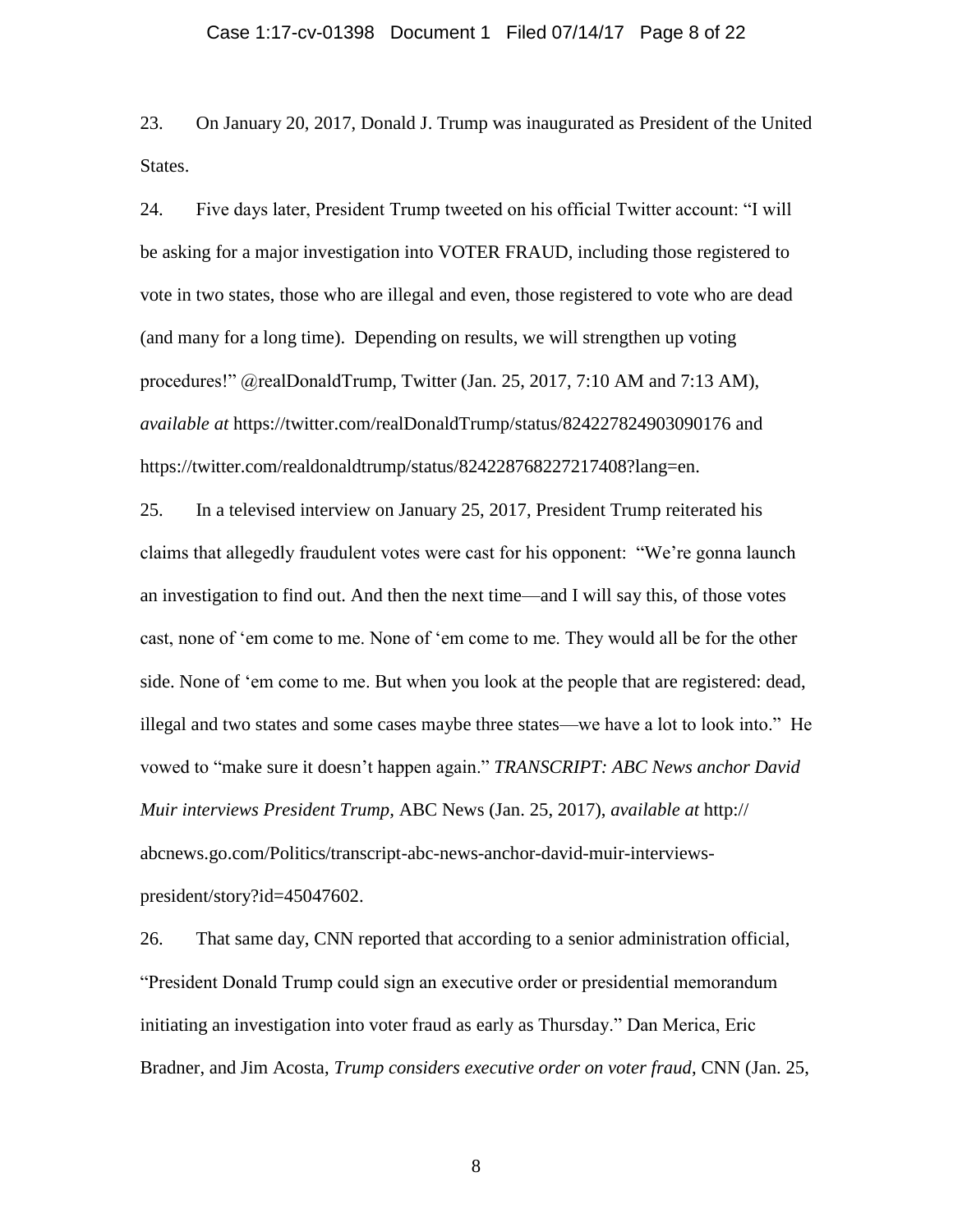23. On January 20, 2017, Donald J. Trump was inaugurated as President of the United States.

24. Five days later, President Trump tweeted on his official Twitter account: "I will be asking for a major investigation into VOTER FRAUD, including those registered to vote in two states, those who are illegal and even, those registered to vote who are dead (and many for a long time). Depending on results, we will strengthen up voting procedures!" @realDonaldTrump, Twitter (Jan. 25, 2017, 7:10 AM and 7:13 AM), *available at* https://twitter.com/realDonaldTrump/status/824227824903090176 and https://twitter.com/realdonaldtrump/status/824228768227217408?lang=en.

25. In a televised interview on January 25, 2017, President Trump reiterated his claims that allegedly fraudulent votes were cast for his opponent: "We're gonna launch an investigation to find out. And then the next time—and I will say this, of those votes cast, none of 'em come to me. None of 'em come to me. They would all be for the other side. None of 'em come to me. But when you look at the people that are registered: dead, illegal and two states and some cases maybe three states—we have a lot to look into." He vowed to "make sure it doesn't happen again." *TRANSCRIPT: ABC News anchor David Muir interviews President Trump,* ABC News (Jan. 25, 2017), *available at* http://abcnews.go.com/Politics/transcript-abc-news-anchor-david-muir-interviews-president/story?id=45047602.

26. That same day, CNN reported that according to a senior administration official, "President Donald Trump could sign an executive order or presidential memorandum initiating an investigation into voter fraud as early as Thursday." Dan Merica, Eric Bradner, and Jim Acosta, *Trump considers executive order on voter fraud*, CNN (Jan. 25,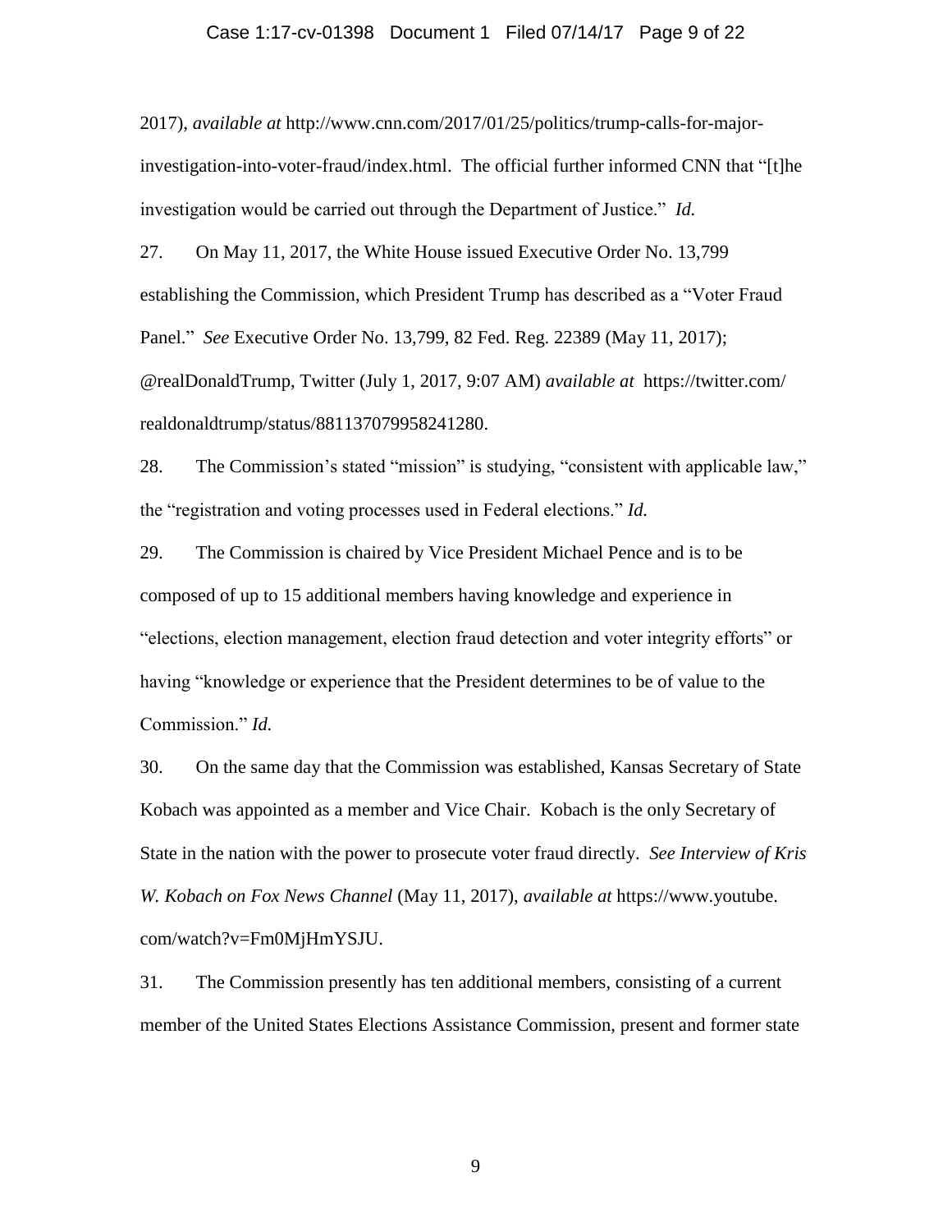2017), *available at* http://www.cnn.com/2017/01/25/politics/trump-calls-for-major-investigation-into-voter-fraud/index.html. The official further informed CNN that "[t]he investigation would be carried out through the Department of Justice." *Id.*

27. On May 11, 2017, the White House issued Executive Order No. 13,799 establishing the Commission, which President Trump has described as a "Voter Fraud Panel." *See* Executive Order No. 13,799, 82 Fed. Reg. 22389 (May 11, 2017); @realDonaldTrump, Twitter (July 1, 2017, 9:07 AM) *available at* https://twitter.com/realdonaldtrump/status/881137079958241280.

28. The Commission's stated "mission" is studying, "consistent with applicable law," the "registration and voting processes used in Federal elections." *Id.*

29. The Commission is chaired by Vice President Michael Pence and is to be composed of up to 15 additional members having knowledge and experience in "elections, election management, election fraud detection and voter integrity efforts" or having "knowledge or experience that the President determines to be of value to the Commission." *Id.*

30. On the same day that the Commission was established, Kansas Secretary of State Kobach was appointed as a member and Vice Chair. Kobach is the only Secretary of State in the nation with the power to prosecute voter fraud directly. *See Interview of Kris W. Kobach on Fox News Channel* (May 11, 2017), *available at* https://www.youtube.com/watch?v=Fm0MjHmYSJU.

31. The Commission presently has ten additional members, consisting of a current member of the United States Elections Assistance Commission, present and former state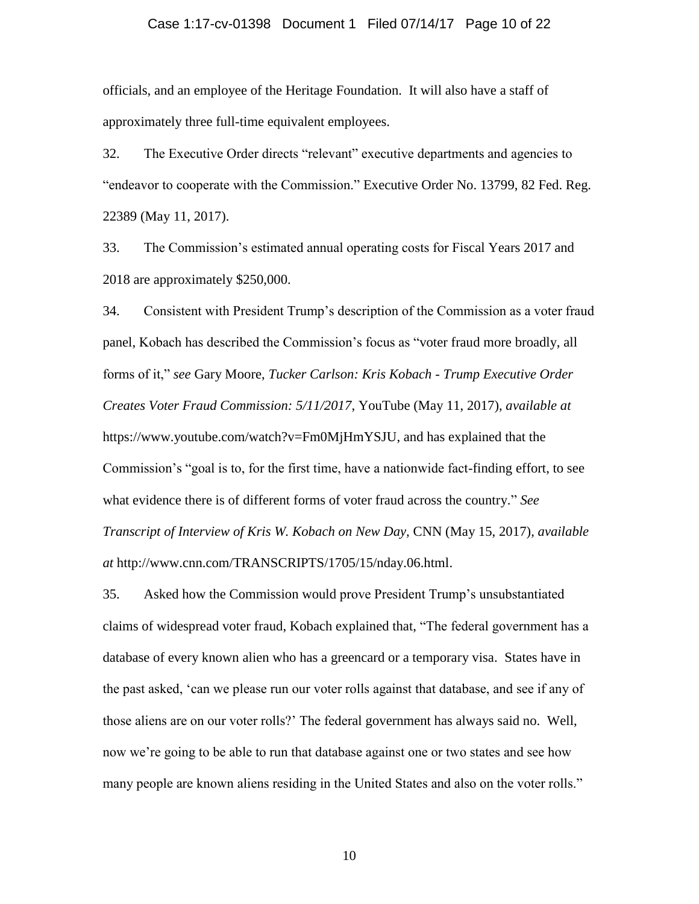officials, and an employee of the Heritage Foundation. It will also have a staff of approximately three full-time equivalent employees.

32. The Executive Order directs "relevant" executive departments and agencies to "endeavor to cooperate with the Commission." Executive Order No. 13799, 82 Fed. Reg. 22389 (May 11, 2017).

33. The Commission's estimated annual operating costs for Fiscal Years 2017 and 2018 are approximately $250,000.

34. Consistent with President Trump's description of the Commission as a voter fraud panel, Kobach has described the Commission's focus as "voter fraud more broadly, all forms of it," *see* Gary Moore, *Tucker Carlson: Kris Kobach - Trump Executive Order Creates Voter Fraud Commission: 5/11/2017*, YouTube (May 11, 2017), *available at* https://www.youtube.com/watch?v=Fm0MjHmYSJU, and has explained that the Commission's "goal is to, for the first time, have a nationwide fact-finding effort, to see what evidence there is of different forms of voter fraud across the country." *See Transcript of Interview of Kris W. Kobach on New Day*, CNN (May 15, 2017), *available at* http://www.cnn.com/TRANSCRIPTS/1705/15/nday.06.html.

35. Asked how the Commission would prove President Trump's unsubstantiated claims of widespread voter fraud, Kobach explained that, "The federal government has a database of every known alien who has a greencard or a temporary visa. States have in the past asked, 'can we please run our voter rolls against that database, and see if any of those aliens are on our voter rolls?' The federal government has always said no. Well, now we're going to be able to run that database against one or two states and see how many people are known aliens residing in the United States and also on the voter rolls."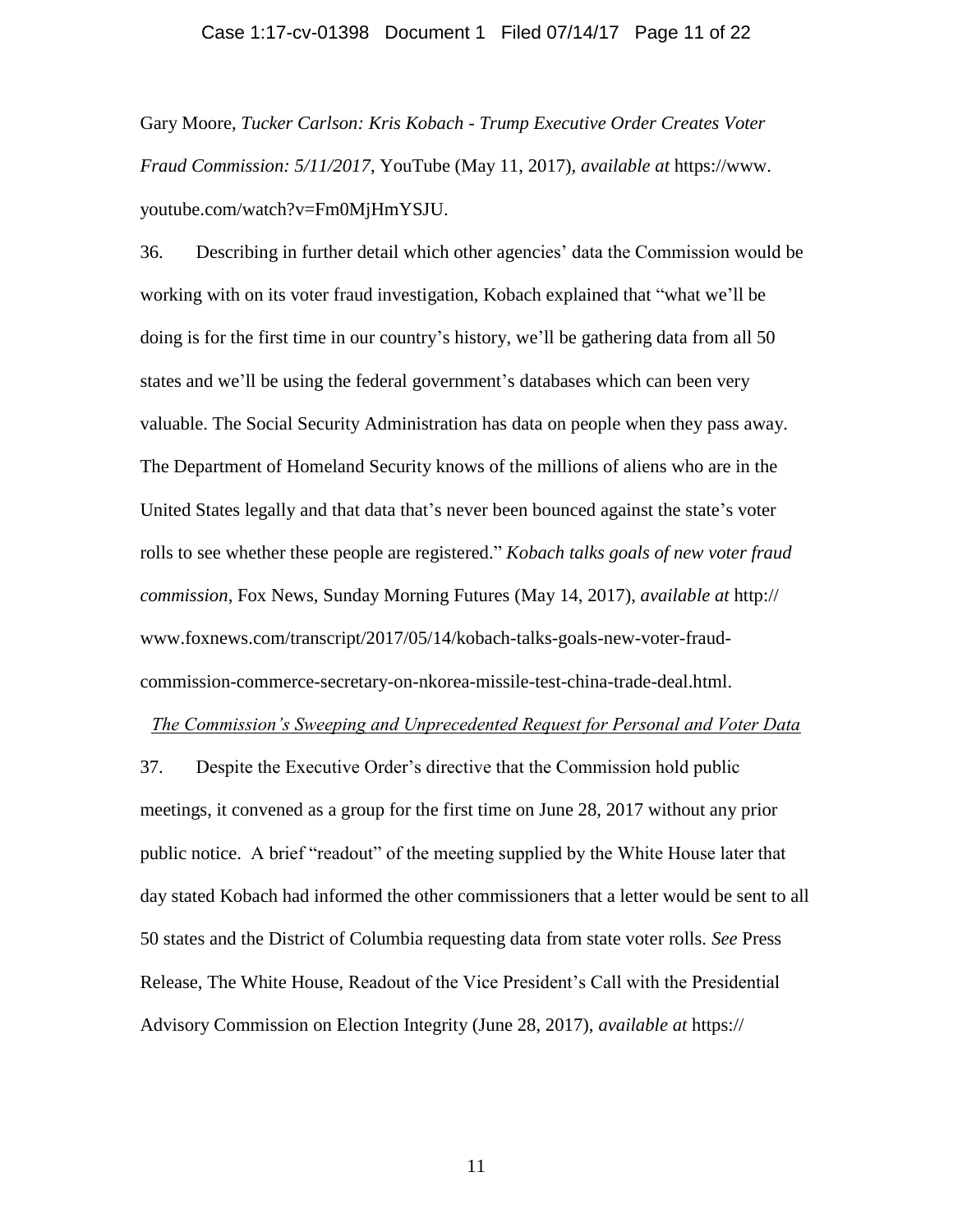Gary Moore, *Tucker Carlson: Kris Kobach - Trump Executive Order Creates Voter Fraud Commission: 5/11/2017*, YouTube (May 11, 2017), *available at* https://www.youtube.com/watch?v=Fm0MjHmYSJU.

36. Describing in further detail which other agencies' data the Commission would be working with on its voter fraud investigation, Kobach explained that "what we'll be doing is for the first time in our country's history, we'll be gathering data from all 50 states and we'll be using the federal government's databases which can been very valuable. The Social Security Administration has data on people when they pass away. The Department of Homeland Security knows of the millions of aliens who are in the United States legally and that data that's never been bounced against the state's voter rolls to see whether these people are registered." *Kobach talks goals of new voter fraud commission*, Fox News, Sunday Morning Futures (May 14, 2017), *available at* http://www.foxnews.com/transcript/2017/05/14/kobach-talks-goals-new-voter-fraud-commission-commerce-secretary-on-nkorea-missile-test-china-trade-deal.html.

*The Commission's Sweeping and Unprecedented Request for Personal and Voter Data*

37. Despite the Executive Order's directive that the Commission hold public meetings, it convened as a group for the first time on June 28, 2017 without any prior public notice. A brief "readout" of the meeting supplied by the White House later that day stated Kobach had informed the other commissioners that a letter would be sent to all 50 states and the District of Columbia requesting data from state voter rolls. *See* Press Release, The White House, Readout of the Vice President's Call with the Presidential Advisory Commission on Election Integrity (June 28, 2017), *available at* https://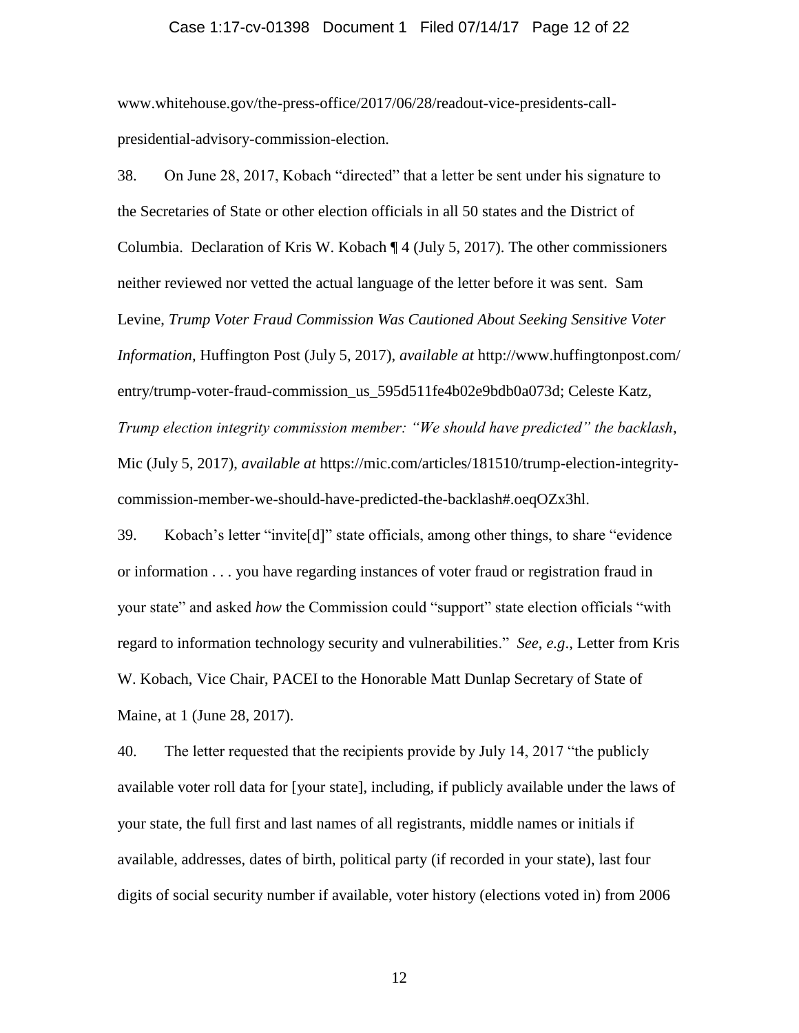www.whitehouse.gov/the-press-office/2017/06/28/readout-vice-presidents-call-presidential-advisory-commission-election.

38. On June 28, 2017, Kobach "directed" that a letter be sent under his signature to the Secretaries of State or other election officials in all 50 states and the District of Columbia. Declaration of Kris W. Kobach ¶ 4 (July 5, 2017). The other commissioners neither reviewed nor vetted the actual language of the letter before it was sent. Sam Levine, *Trump Voter Fraud Commission Was Cautioned About Seeking Sensitive Voter Information*, Huffington Post (July 5, 2017), *available at* http://www.huffingtonpost.com/entry/trump-voter-fraud-commission_us_595d511fe4b02e9bdb0a073d; Celeste Katz, *Trump election integrity commission member: "We should have predicted" the backlash*, Mic (July 5, 2017), *available at* https://mic.com/articles/181510/trump-election-integrity-commission-member-we-should-have-predicted-the-backlash#.oeqOZx3hl.

39. Kobach's letter "invite[d]" state officials, among other things, to share "evidence or information . . . you have regarding instances of voter fraud or registration fraud in your state" and asked *how* the Commission could "support" state election officials "with regard to information technology security and vulnerabilities." *See, e.g.*, Letter from Kris W. Kobach, Vice Chair, PACEI to the Honorable Matt Dunlap Secretary of State of Maine, at 1 (June 28, 2017).

40. The letter requested that the recipients provide by July 14, 2017 "the publicly available voter roll data for [your state], including, if publicly available under the laws of your state, the full first and last names of all registrants, middle names or initials if available, addresses, dates of birth, political party (if recorded in your state), last four digits of social security number if available, voter history (elections voted in) from 2006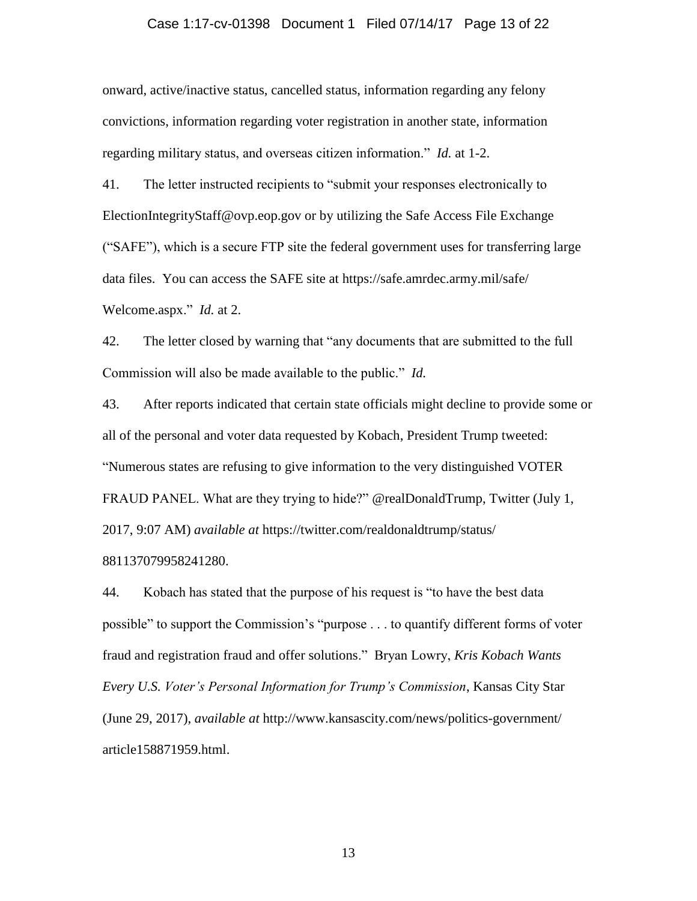onward, active/inactive status, cancelled status, information regarding any felony convictions, information regarding voter registration in another state, information regarding military status, and overseas citizen information." *Id.* at 1-2.

41. The letter instructed recipients to "submit your responses electronically to ElectionIntegrityStaff@ovp.eop.gov or by utilizing the Safe Access File Exchange ("SAFE"), which is a secure FTP site the federal government uses for transferring large data files. You can access the SAFE site at https://safe.amrdec.army.mil/safe/Welcome.aspx." *Id.* at 2.

42. The letter closed by warning that "any documents that are submitted to the full Commission will also be made available to the public." *Id.*

43. After reports indicated that certain state officials might decline to provide some or all of the personal and voter data requested by Kobach, President Trump tweeted: "Numerous states are refusing to give information to the very distinguished VOTER FRAUD PANEL. What are they trying to hide?" @realDonaldTrump, Twitter (July 1, 2017, 9:07 AM) *available at* https://twitter.com/realdonaldtrump/status/881137079958241280.

44. Kobach has stated that the purpose of his request is "to have the best data possible" to support the Commission's "purpose . . . to quantify different forms of voter fraud and registration fraud and offer solutions." Bryan Lowry, *Kris Kobach Wants Every U.S. Voter's Personal Information for Trump's Commission*, Kansas City Star (June 29, 2017), *available at* http://www.kansascity.com/news/politics-government/article158871959.html.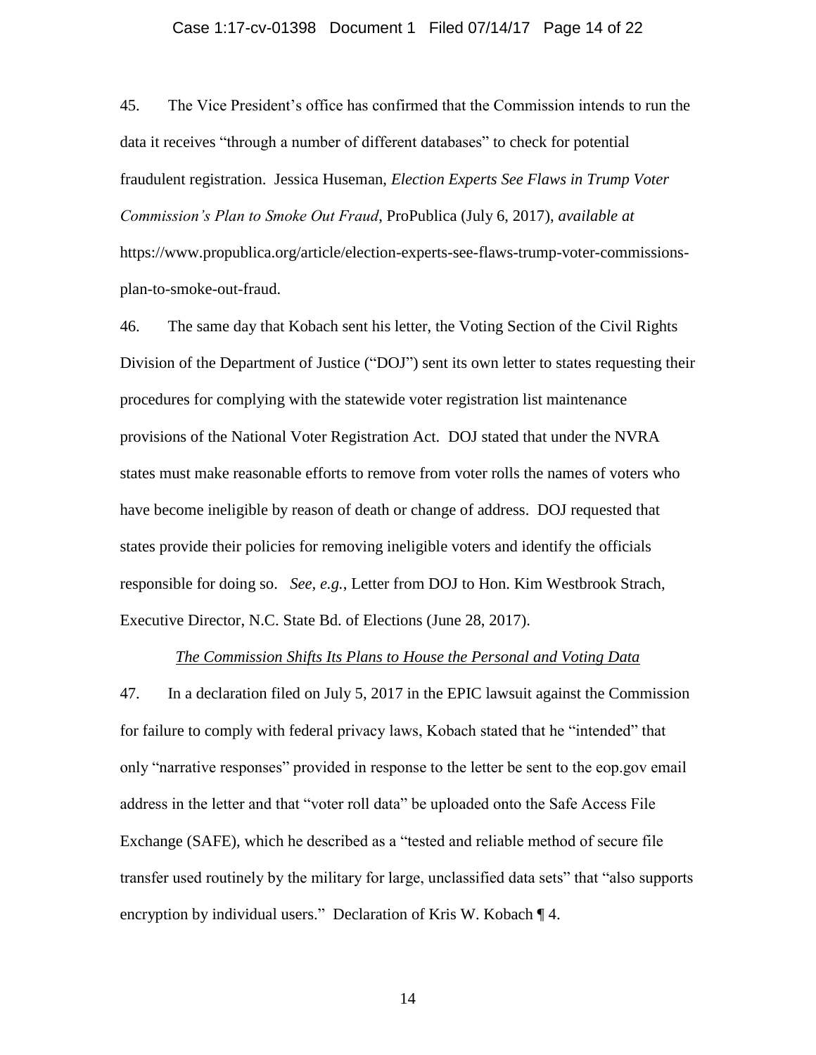45. The Vice President's office has confirmed that the Commission intends to run the data it receives "through a number of different databases" to check for potential fraudulent registration. Jessica Huseman, *Election Experts See Flaws in Trump Voter Commission's Plan to Smoke Out Fraud*, ProPublica (July 6, 2017), *available at* https://www.propublica.org/article/election-experts-see-flaws-trump-voter-commissions-plan-to-smoke-out-fraud.

46. The same day that Kobach sent his letter, the Voting Section of the Civil Rights Division of the Department of Justice ("DOJ") sent its own letter to states requesting their procedures for complying with the statewide voter registration list maintenance provisions of the National Voter Registration Act. DOJ stated that under the NVRA states must make reasonable efforts to remove from voter rolls the names of voters who have become ineligible by reason of death or change of address. DOJ requested that states provide their policies for removing ineligible voters and identify the officials responsible for doing so. *See, e.g.*, Letter from DOJ to Hon. Kim Westbrook Strach, Executive Director, N.C. State Bd. of Elections (June 28, 2017).

*The Commission Shifts Its Plans to House the Personal and Voting Data*

47. In a declaration filed on July 5, 2017 in the EPIC lawsuit against the Commission for failure to comply with federal privacy laws, Kobach stated that he "intended" that only "narrative responses" provided in response to the letter be sent to the eop.gov email address in the letter and that "voter roll data" be uploaded onto the Safe Access File Exchange (SAFE), which he described as a "tested and reliable method of secure file transfer used routinely by the military for large, unclassified data sets" that "also supports encryption by individual users." Declaration of Kris W. Kobach ¶ 4.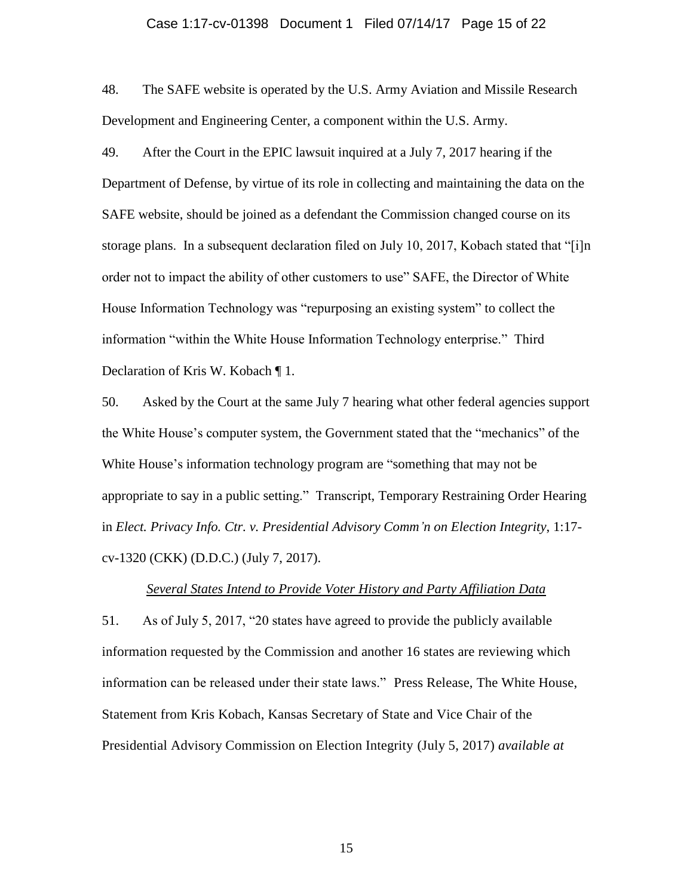48. The SAFE website is operated by the U.S. Army Aviation and Missile Research Development and Engineering Center, a component within the U.S. Army.

49. After the Court in the EPIC lawsuit inquired at a July 7, 2017 hearing if the Department of Defense, by virtue of its role in collecting and maintaining the data on the SAFE website, should be joined as a defendant the Commission changed course on its storage plans. In a subsequent declaration filed on July 10, 2017, Kobach stated that "[i]n order not to impact the ability of other customers to use" SAFE, the Director of White House Information Technology was "repurposing an existing system" to collect the information "within the White House Information Technology enterprise." Third Declaration of Kris W. Kobach ¶ 1.

50. Asked by the Court at the same July 7 hearing what other federal agencies support the White House's computer system, the Government stated that the "mechanics" of the White House's information technology program are "something that may not be appropriate to say in a public setting." Transcript, Temporary Restraining Order Hearing in *Elect. Privacy Info. Ctr. v. Presidential Advisory Comm'n on Election Integrity*, 1:17-cv-1320 (CKK) (D.D.C.) (July 7, 2017).

***Several States Intend to Provide Voter History and Party Affiliation Data***

51. As of July 5, 2017, "20 states have agreed to provide the publicly available information requested by the Commission and another 16 states are reviewing which information can be released under their state laws." Press Release, The White House, Statement from Kris Kobach, Kansas Secretary of State and Vice Chair of the Presidential Advisory Commission on Election Integrity (July 5, 2017) *available at*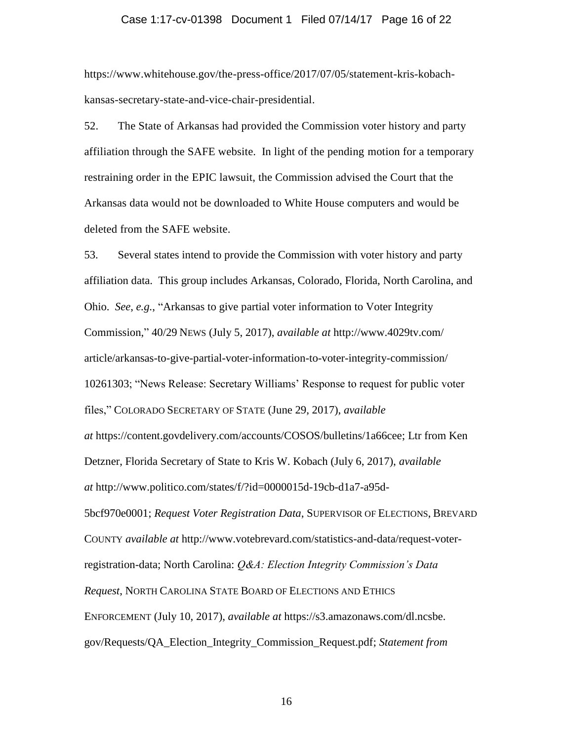https://www.whitehouse.gov/the-press-office/2017/07/05/statement-kris-kobach-kansas-secretary-state-and-vice-chair-presidential.

52. The State of Arkansas had provided the Commission voter history and party affiliation through the SAFE website. In light of the pending motion for a temporary restraining order in the EPIC lawsuit, the Commission advised the Court that the Arkansas data would not be downloaded to White House computers and would be deleted from the SAFE website.

53. Several states intend to provide the Commission with voter history and party affiliation data. This group includes Arkansas, Colorado, Florida, North Carolina, and Ohio. *See, e.g.*, "Arkansas to give partial voter information to Voter Integrity Commission," 40/29 NEWS (July 5, 2017), *available at* http://www.4029tv.com/article/arkansas-to-give-partial-voter-information-to-voter-integrity-commission/10261303; "News Release: Secretary Williams' Response to request for public voter files," COLORADO SECRETARY OF STATE (June 29, 2017), *available at* https://content.govdelivery.com/accounts/COSOS/bulletins/1a66cee; Ltr from Ken Detzner, Florida Secretary of State to Kris W. Kobach (July 6, 2017), *available at* http://www.politico.com/states/f/?id=0000015d-19cb-d1a7-a95d-5bcf970e0001; *Request Voter Registration Data*, SUPERVISOR OF ELECTIONS, BREVARD COUNTY *available at* http://www.votebrevard.com/statistics-and-data/request-voter-registration-data; North Carolina: *Q&A: Election Integrity Commission's Data Request*, NORTH CAROLINA STATE BOARD OF ELECTIONS AND ETHICS ENFORCEMENT (July 10, 2017), *available at* https://s3.amazonaws.com/dl.ncsbe.gov/Requests/QA_Election_Integrity_Commission_Request.pdf; *Statement from*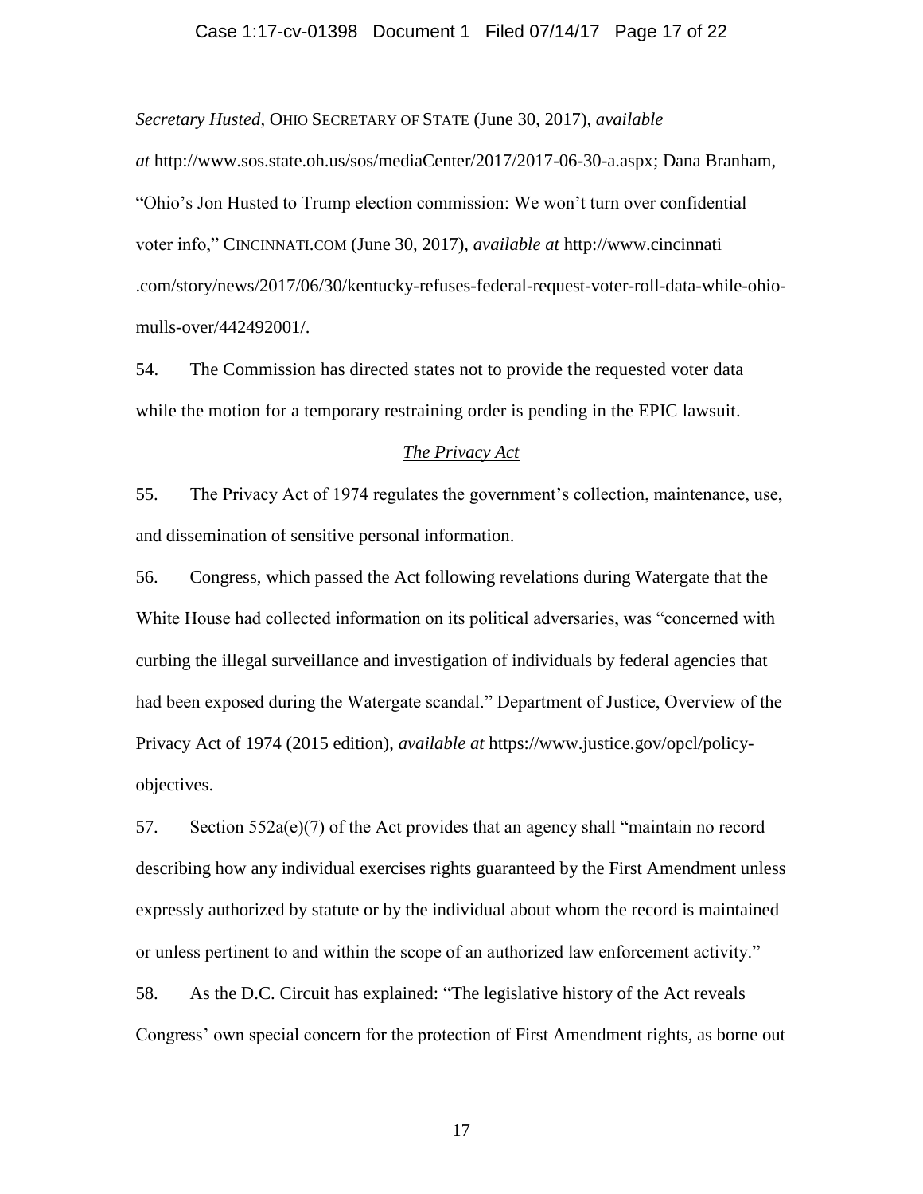*Secretary Husted*, OHIO SECRETARY OF STATE (June 30, 2017), *available at* http://www.sos.state.oh.us/sos/mediaCenter/2017/2017-06-30-a.aspx; Dana Branham, "Ohio's Jon Husted to Trump election commission: We won't turn over confidential voter info," CINCINNATI.COM (June 30, 2017), *available at* http://www.cincinnati.com/story/news/2017/06/30/kentucky-refuses-federal-request-voter-roll-data-while-ohio-mulls-over/442492001/.

54. The Commission has directed states not to provide the requested voter data while the motion for a temporary restraining order is pending in the EPIC lawsuit.

*The Privacy Act*

55. The Privacy Act of 1974 regulates the government's collection, maintenance, use, and dissemination of sensitive personal information.

56. Congress, which passed the Act following revelations during Watergate that the White House had collected information on its political adversaries, was "concerned with curbing the illegal surveillance and investigation of individuals by federal agencies that had been exposed during the Watergate scandal." Department of Justice, Overview of the Privacy Act of 1974 (2015 edition), *available at* https://www.justice.gov/opcl/policy-objectives.

57. Section 552a(e)(7) of the Act provides that an agency shall "maintain no record describing how any individual exercises rights guaranteed by the First Amendment unless expressly authorized by statute or by the individual about whom the record is maintained or unless pertinent to and within the scope of an authorized law enforcement activity."

58. As the D.C. Circuit has explained: "The legislative history of the Act reveals Congress' own special concern for the protection of First Amendment rights, as borne out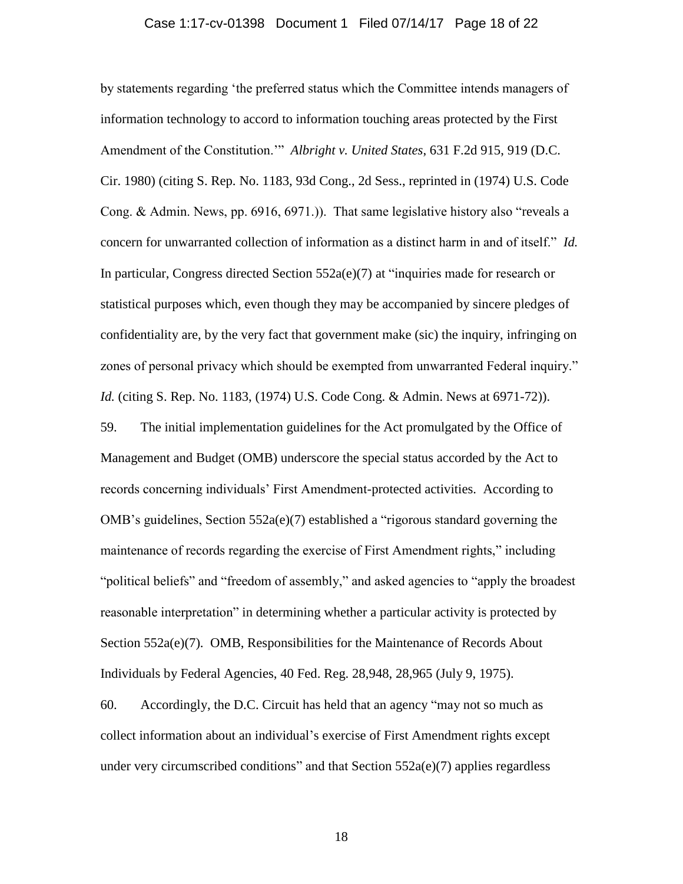by statements regarding 'the preferred status which the Committee intends managers of information technology to accord to information touching areas protected by the First Amendment of the Constitution.'" *Albright v. United States*, 631 F.2d 915, 919 (D.C. Cir. 1980) (citing S. Rep. No. 1183, 93d Cong., 2d Sess., reprinted in (1974) U.S. Code Cong. & Admin. News, pp. 6916, 6971.)). That same legislative history also "reveals a concern for unwarranted collection of information as a distinct harm in and of itself." *Id.* In particular, Congress directed Section 552a(e)(7) at "inquiries made for research or statistical purposes which, even though they may be accompanied by sincere pledges of confidentiality are, by the very fact that government make (sic) the inquiry, infringing on zones of personal privacy which should be exempted from unwarranted Federal inquiry." *Id.* (citing S. Rep. No. 1183, (1974) U.S. Code Cong. & Admin. News at 6971-72)).

59. The initial implementation guidelines for the Act promulgated by the Office of Management and Budget (OMB) underscore the special status accorded by the Act to records concerning individuals' First Amendment-protected activities. According to OMB's guidelines, Section 552a(e)(7) established a "rigorous standard governing the maintenance of records regarding the exercise of First Amendment rights," including "political beliefs" and "freedom of assembly," and asked agencies to "apply the broadest reasonable interpretation" in determining whether a particular activity is protected by Section 552a(e)(7). OMB, Responsibilities for the Maintenance of Records About Individuals by Federal Agencies, 40 Fed. Reg. 28,948, 28,965 (July 9, 1975).

60. Accordingly, the D.C. Circuit has held that an agency "may not so much as collect information about an individual's exercise of First Amendment rights except under very circumscribed conditions" and that Section 552a(e)(7) applies regardless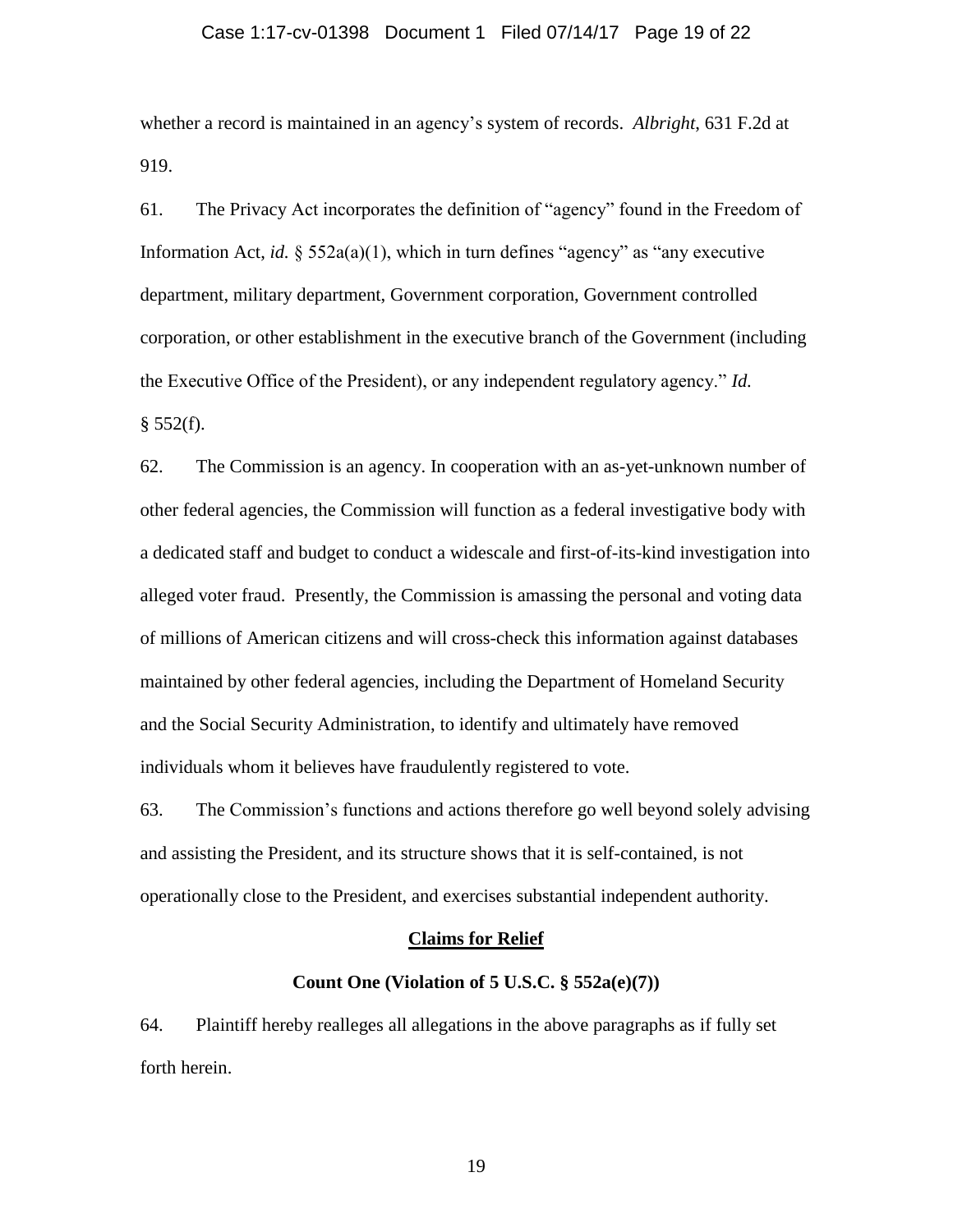whether a record is maintained in an agency's system of records. *Albright*, 631 F.2d at 919.

61. The Privacy Act incorporates the definition of "agency" found in the Freedom of Information Act, *id.* § 552a(a)(1), which in turn defines "agency" as "any executive department, military department, Government corporation, Government controlled corporation, or other establishment in the executive branch of the Government (including the Executive Office of the President), or any independent regulatory agency." *Id.* § 552(f).

62. The Commission is an agency. In cooperation with an as-yet-unknown number of other federal agencies, the Commission will function as a federal investigative body with a dedicated staff and budget to conduct a widescale and first-of-its-kind investigation into alleged voter fraud. Presently, the Commission is amassing the personal and voting data of millions of American citizens and will cross-check this information against databases maintained by other federal agencies, including the Department of Homeland Security and the Social Security Administration, to identify and ultimately have removed individuals whom it believes have fraudulently registered to vote.

63. The Commission's functions and actions therefore go well beyond solely advising and assisting the President, and its structure shows that it is self-contained, is not operationally close to the President, and exercises substantial independent authority.

## Claims for Relief

### Count One (Violation of 5 U.S.C. § 552a(e)(7))

64. Plaintiff hereby realleges all allegations in the above paragraphs as if fully set forth herein.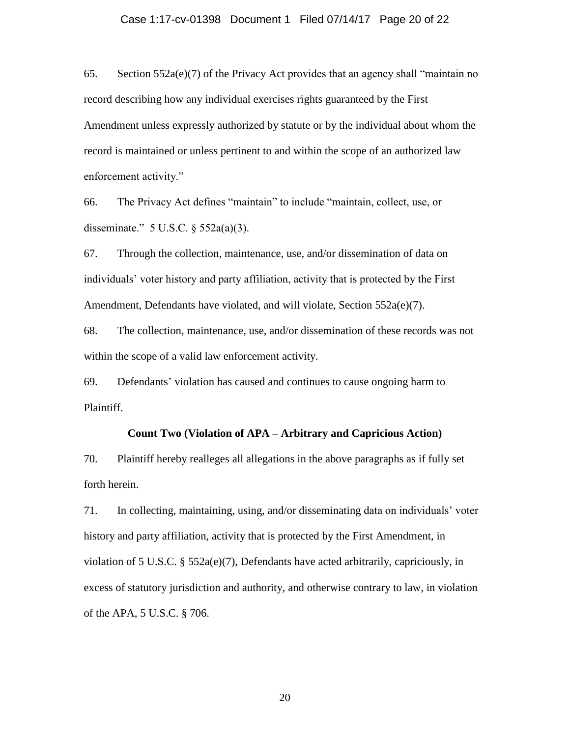65. Section 552a(e)(7) of the Privacy Act provides that an agency shall "maintain no record describing how any individual exercises rights guaranteed by the First Amendment unless expressly authorized by statute or by the individual about whom the record is maintained or unless pertinent to and within the scope of an authorized law enforcement activity."

66. The Privacy Act defines "maintain" to include "maintain, collect, use, or disseminate." 5 U.S.C. § 552a(a)(3).

67. Through the collection, maintenance, use, and/or dissemination of data on individuals' voter history and party affiliation, activity that is protected by the First Amendment, Defendants have violated, and will violate, Section 552a(e)(7).

68. The collection, maintenance, use, and/or dissemination of these records was not within the scope of a valid law enforcement activity.

69. Defendants' violation has caused and continues to cause ongoing harm to Plaintiff.

**Count Two (Violation of APA – Arbitrary and Capricious Action)**

70. Plaintiff hereby realleges all allegations in the above paragraphs as if fully set forth herein.

71. In collecting, maintaining, using, and/or disseminating data on individuals' voter history and party affiliation, activity that is protected by the First Amendment, in violation of 5 U.S.C. § 552a(e)(7), Defendants have acted arbitrarily, capriciously, in excess of statutory jurisdiction and authority, and otherwise contrary to law, in violation of the APA, 5 U.S.C. § 706.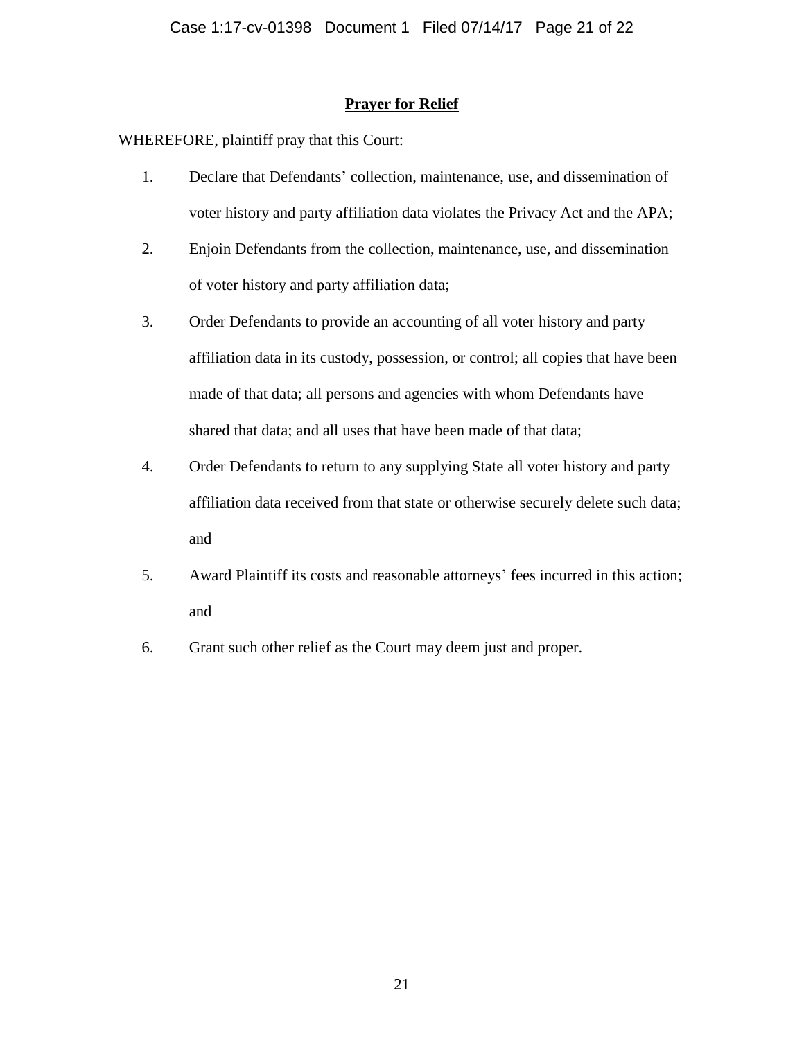**Prayer for Relief**

WHEREFORE, plaintiff pray that this Court:

1. Declare that Defendants' collection, maintenance, use, and dissemination of voter history and party affiliation data violates the Privacy Act and the APA;
2. Enjoin Defendants from the collection, maintenance, use, and dissemination of voter history and party affiliation data;
3. Order Defendants to provide an accounting of all voter history and party affiliation data in its custody, possession, or control; all copies that have been made of that data; all persons and agencies with whom Defendants have shared that data; and all uses that have been made of that data;
4. Order Defendants to return to any supplying State all voter history and party affiliation data received from that state or otherwise securely delete such data; and
5. Award Plaintiff its costs and reasonable attorneys' fees incurred in this action; and
6. Grant such other relief as the Court may deem just and proper.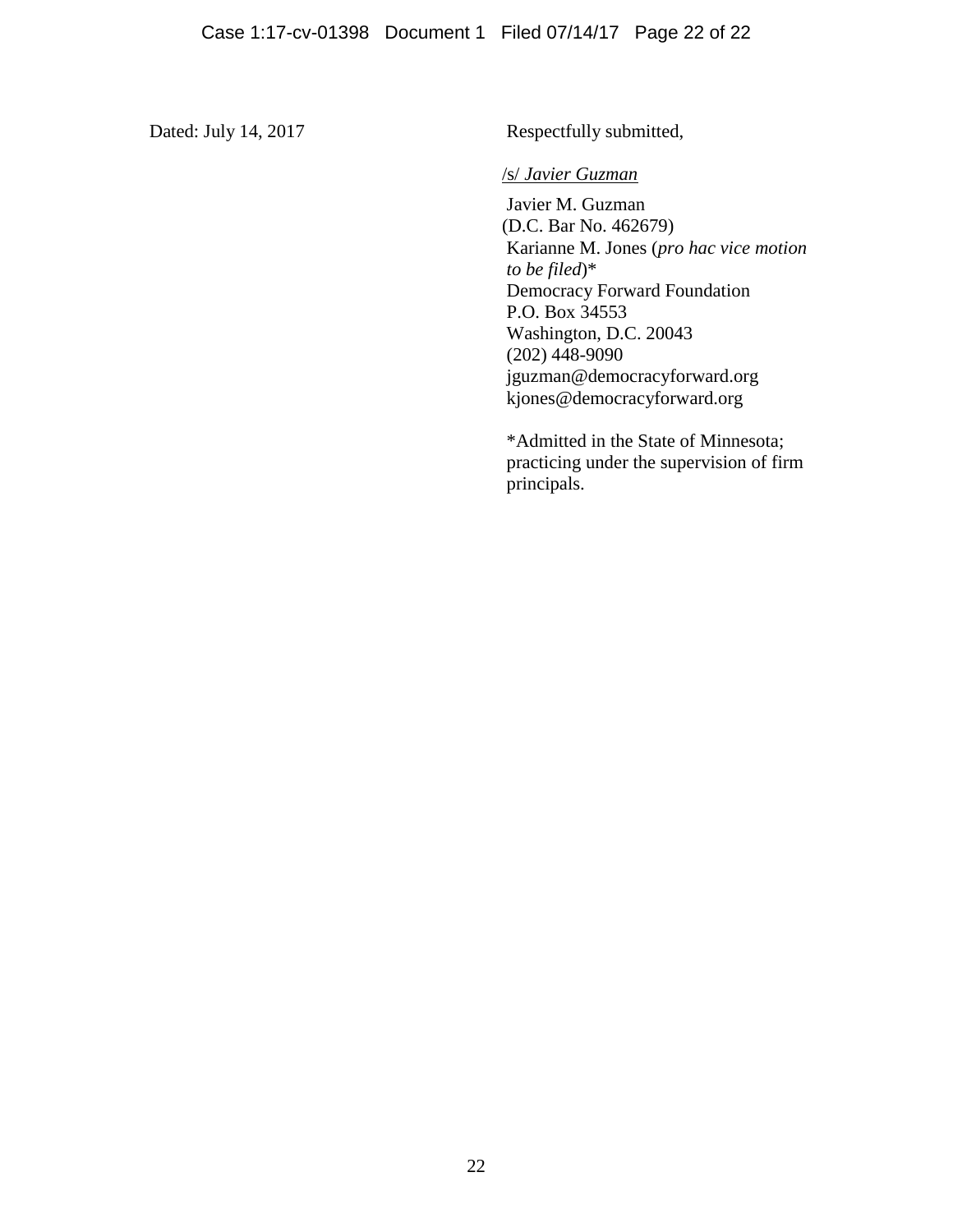Dated: July 14, 2017

Respectfully submitted,

/s/ *Javier Guzman*

Javier M. Guzman
(D.C. Bar No. 462679)
Karianne M. Jones (*pro hac vice motion to be filed*)*
Democracy Forward Foundation
P.O. Box 34553
Washington, D.C. 20043
(202) 448-9090
jguzman@democracyforward.org
kjones@democracyforward.org

*Admitted in the State of Minnesota; practicing under the supervision of firm principals.